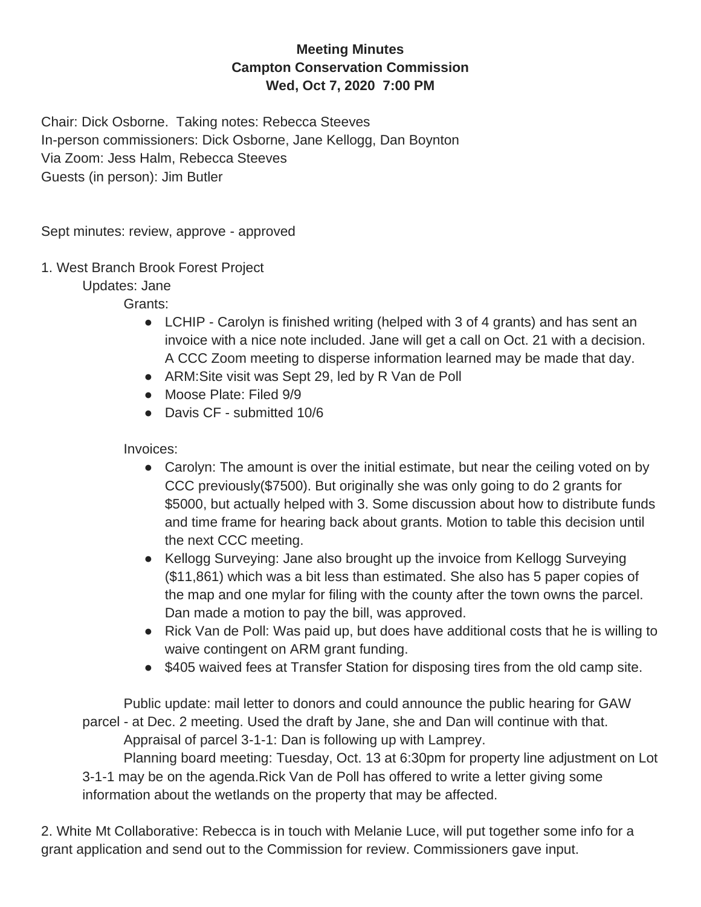**Meeting Minutes**
**Campton Conservation Commission**
**Wed, Oct 7, 2020 7:00 PM**

Chair: Dick Osborne. Taking notes: Rebecca Steeves
In-person commissioners: Dick Osborne, Jane Kellogg, Dan Boynton
Via Zoom: Jess Halm, Rebecca Steeves
Guests (in person): Jim Butler

Sept minutes: review, approve - approved

1. West Branch Brook Forest Project
   - Updates: Jane
     - Grants:
       - LCHIP - Carolyn is finished writing (helped with 3 of 4 grants) and has sent an invoice with a nice note included. Jane will get a call on Oct. 21 with a decision. A CCC Zoom meeting to disperse information learned may be made that day.
       - ARM:Site visit was Sept 29, led by R Van de Poll
       - Moose Plate: Filed 9/9
       - Davis CF - submitted 10/6
     - Invoices:
       - Carolyn: The amount is over the initial estimate, but near the ceiling voted on by CCC previously($7500). But originally she was only going to do 2 grants for $5000, but actually helped with 3. Some discussion about how to distribute funds and time frame for hearing back about grants. Motion to table this decision until the next CCC meeting.
       - Kellogg Surveying: Jane also brought up the invoice from Kellogg Surveying ($11,861) which was a bit less than estimated. She also has 5 paper copies of the map and one mylar for filing with the county after the town owns the parcel. Dan made a motion to pay the bill, was approved.
       - Rick Van de Poll: Was paid up, but does have additional costs that he is willing to waive contingent on ARM grant funding.
       - $405 waived fees at Transfer Station for disposing tires from the old camp site.

   Public update: mail letter to donors and could announce the public hearing for GAW parcel - at Dec. 2 meeting. Used the draft by Jane, she and Dan will continue with that.

   Appraisal of parcel 3-1-1: Dan is following up with Lamprey.

   Planning board meeting: Tuesday, Oct. 13 at 6:30pm for property line adjustment on Lot 3-1-1 may be on the agenda.Rick Van de Poll has offered to write a letter giving some information about the wetlands on the property that may be affected.

2. White Mt Collaborative: Rebecca is in touch with Melanie Luce, will put together some info for a grant application and send out to the Commission for review. Commissioners gave input.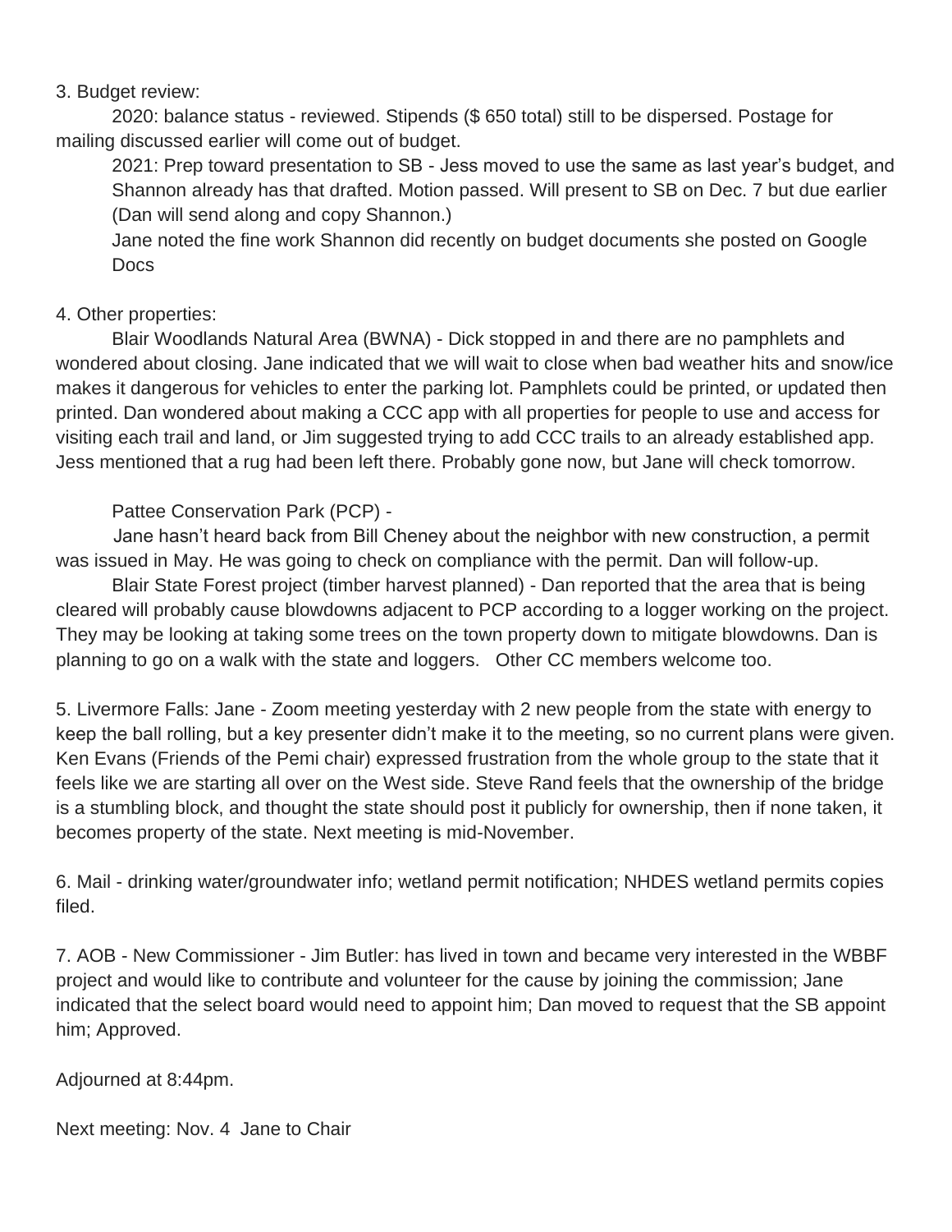3. Budget review:

2020: balance status - reviewed. Stipends ($ 650 total) still to be dispersed. Postage for mailing discussed earlier will come out of budget.

2021: Prep toward presentation to SB - Jess moved to use the same as last year's budget, and Shannon already has that drafted. Motion passed. Will present to SB on Dec. 7 but due earlier (Dan will send along and copy Shannon.)

Jane noted the fine work Shannon did recently on budget documents she posted on Google Docs

4. Other properties:

Blair Woodlands Natural Area (BWNA) - Dick stopped in and there are no pamphlets and wondered about closing. Jane indicated that we will wait to close when bad weather hits and snow/ice makes it dangerous for vehicles to enter the parking lot. Pamphlets could be printed, or updated then printed. Dan wondered about making a CCC app with all properties for people to use and access for visiting each trail and land, or Jim suggested trying to add CCC trails to an already established app. Jess mentioned that a rug had been left there. Probably gone now, but Jane will check tomorrow.

Pattee Conservation Park (PCP) -

Jane hasn't heard back from Bill Cheney about the neighbor with new construction, a permit was issued in May. He was going to check on compliance with the permit. Dan will follow-up.

Blair State Forest project (timber harvest planned) - Dan reported that the area that is being cleared will probably cause blowdowns adjacent to PCP according to a logger working on the project. They may be looking at taking some trees on the town property down to mitigate blowdowns. Dan is planning to go on a walk with the state and loggers. Other CC members welcome too.

5. Livermore Falls: Jane - Zoom meeting yesterday with 2 new people from the state with energy to keep the ball rolling, but a key presenter didn't make it to the meeting, so no current plans were given. Ken Evans (Friends of the Pemi chair) expressed frustration from the whole group to the state that it feels like we are starting all over on the West side. Steve Rand feels that the ownership of the bridge is a stumbling block, and thought the state should post it publicly for ownership, then if none taken, it becomes property of the state. Next meeting is mid-November.

6. Mail - drinking water/groundwater info; wetland permit notification; NHDES wetland permits copies filed.

7. AOB - New Commissioner - Jim Butler: has lived in town and became very interested in the WBBF project and would like to contribute and volunteer for the cause by joining the commission; Jane indicated that the select board would need to appoint him; Dan moved to request that the SB appoint him; Approved.

Adjourned at 8:44pm.

Next meeting: Nov. 4 Jane to Chair